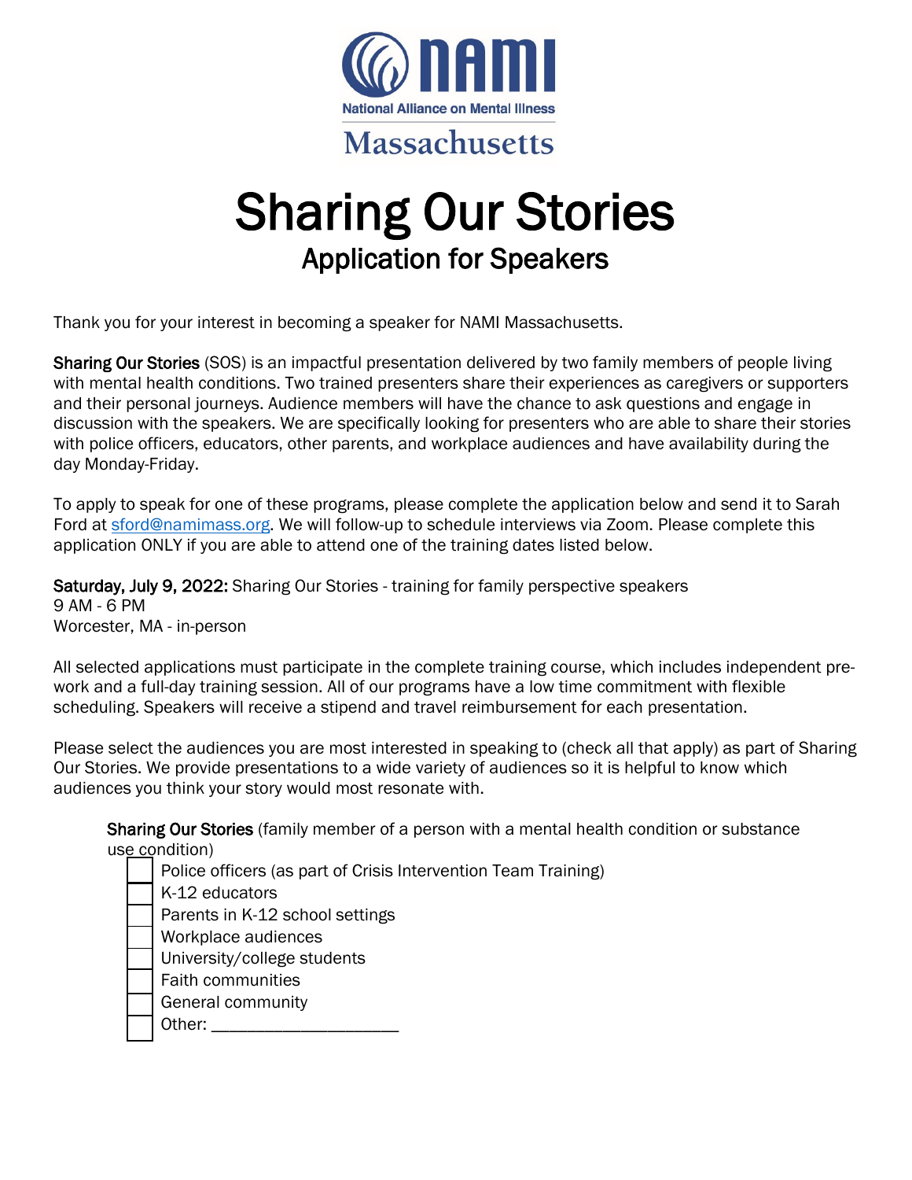NAMI
National Alliance on Mental Illness
Massachusetts

# Sharing Our Stories

## Application for Speakers

Thank you for your interest in becoming a speaker for NAMI Massachusetts.

**Sharing Our Stories** (SOS) is an impactful presentation delivered by two family members of people living with mental health conditions. Two trained presenters share their experiences as caregivers or supporters and their personal journeys. Audience members will have the chance to ask questions and engage in discussion with the speakers. We are specifically looking for presenters who are able to share their stories with police officers, educators, other parents, and workplace audiences and have availability during the day Monday-Friday.

To apply to speak for one of these programs, please complete the application below and send it to Sarah Ford at sford@namimass.org. We will follow-up to schedule interviews via Zoom. Please complete this application ONLY if you are able to attend one of the training dates listed below.

**Saturday, July 9, 2022:** Sharing Our Stories - training for family perspective speakers
9 AM - 6 PM
Worcester, MA - in-person

All selected applications must participate in the complete training course, which includes independent pre-work and a full-day training session. All of our programs have a low time commitment with flexible scheduling. Speakers will receive a stipend and travel reimbursement for each presentation.

Please select the audiences you are most interested in speaking to (check all that apply) as part of Sharing Our Stories. We provide presentations to a wide variety of audiences so it is helpful to know which audiences you think your story would most resonate with.

**Sharing Our Stories** (family member of a person with a mental health condition or substance use condition)

- [ ] Police officers (as part of Crisis Intervention Team Training)
- [ ] K-12 educators
- [ ] Parents in K-12 school settings
- [ ] Workplace audiences
- [ ] University/college students
- [ ] Faith communities
- [ ] General community
- [ ] Other: ____________________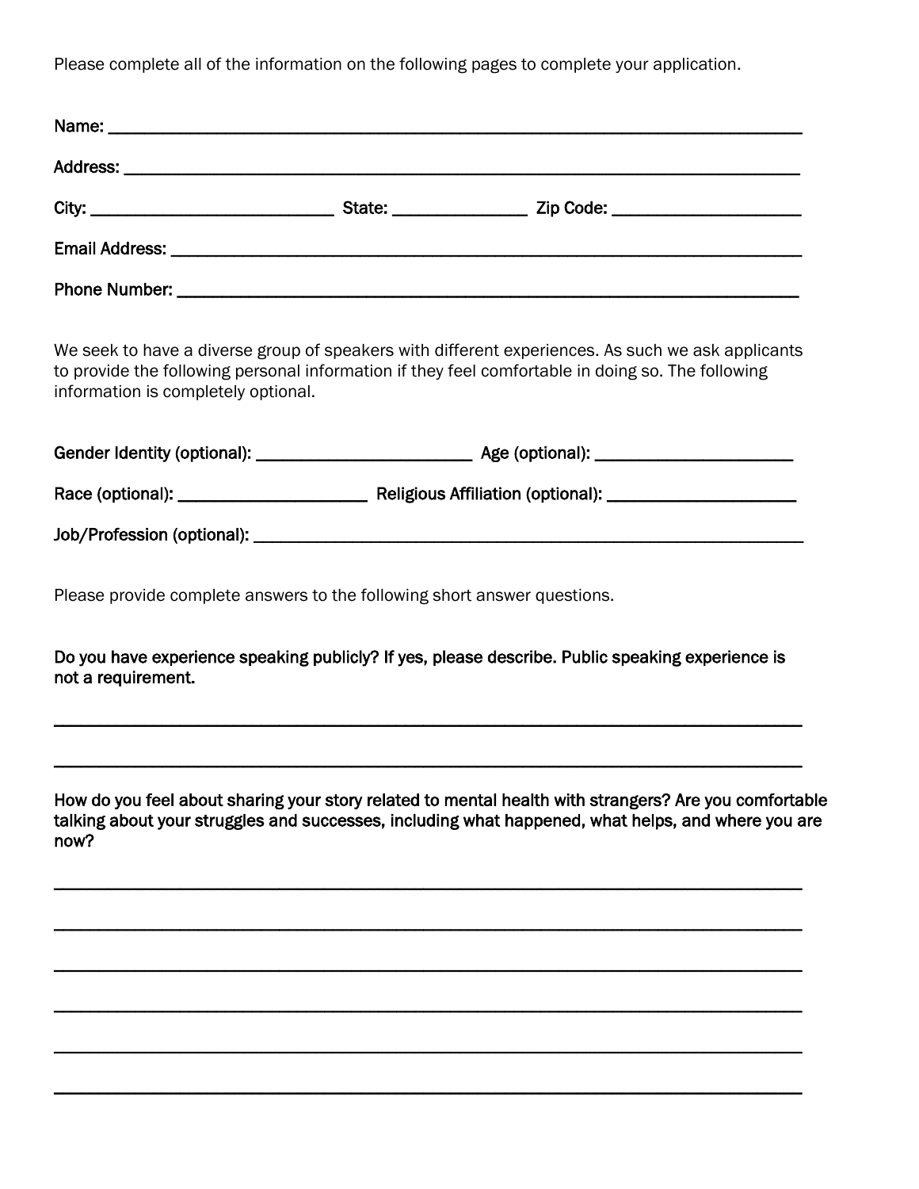Please complete all of the information on the following pages to complete your application.

**Name:** ____________________________________________________________________________

**Address:** __________________________________________________________________________

**City:** ___________________________ **State:** ______________ **Zip Code:** ____________________

**Email Address:** _____________________________________________________________________

**Phone Number:** ____________________________________________________________________

We seek to have a diverse group of speakers with different experiences. As such we ask applicants to provide the following personal information if they feel comfortable in doing so. The following information is completely optional.

**Gender Identity (optional):** _______________________ **Age (optional):** _____________________

**Race (optional):** ____________________ **Religious Affiliation (optional):** ____________________

**Job/Profession (optional):** _________________________________________________________

Please provide complete answers to the following short answer questions.

**Do you have experience speaking publicly? If yes, please describe. Public speaking experience is not a requirement.**

_____________________________________________________________________________________

_____________________________________________________________________________________

**How do you feel about sharing your story related to mental health with strangers? Are you comfortable talking about your struggles and successes, including what happened, what helps, and where you are now?**

_____________________________________________________________________________________

_____________________________________________________________________________________

_____________________________________________________________________________________

_____________________________________________________________________________________

_____________________________________________________________________________________

_____________________________________________________________________________________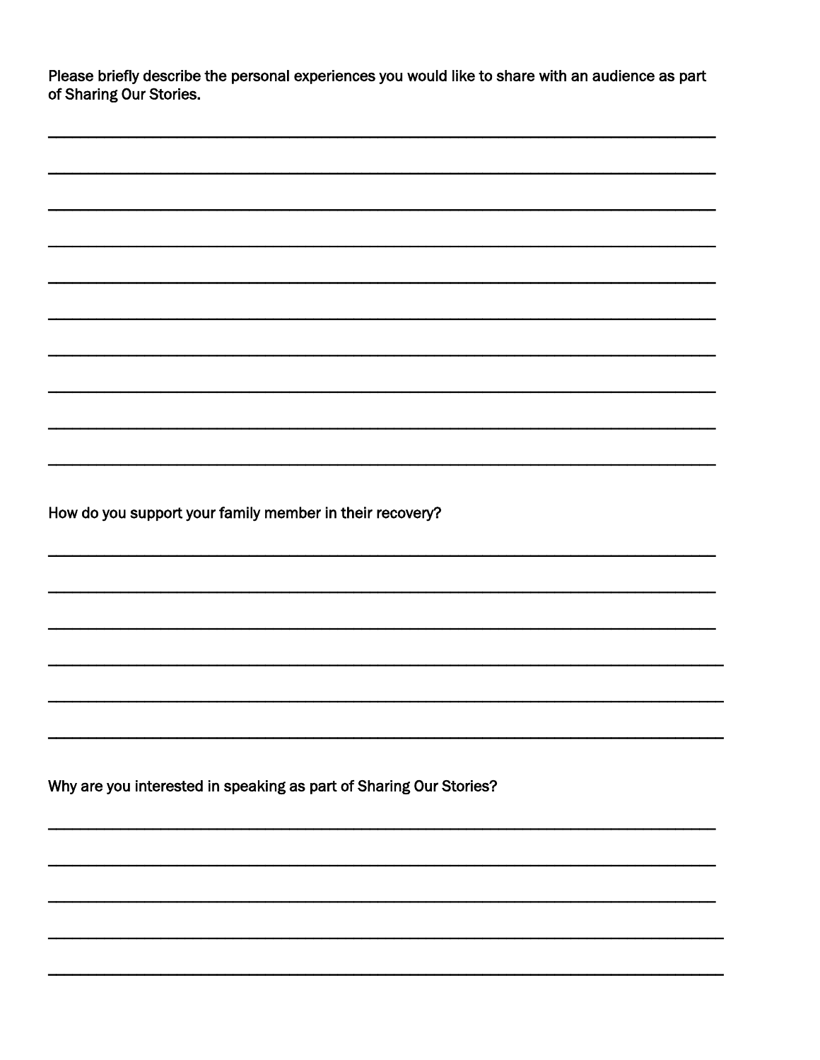Please briefly describe the personal experiences you would like to share with an audience as part of Sharing Our Stories.

________________________________________________________________________________

________________________________________________________________________________

________________________________________________________________________________

________________________________________________________________________________

________________________________________________________________________________

________________________________________________________________________________

________________________________________________________________________________

________________________________________________________________________________

________________________________________________________________________________

________________________________________________________________________________

How do you support your family member in their recovery?

________________________________________________________________________________

________________________________________________________________________________

________________________________________________________________________________

________________________________________________________________________________

________________________________________________________________________________

________________________________________________________________________________

Why are you interested in speaking as part of Sharing Our Stories?

________________________________________________________________________________

________________________________________________________________________________

________________________________________________________________________________

________________________________________________________________________________

________________________________________________________________________________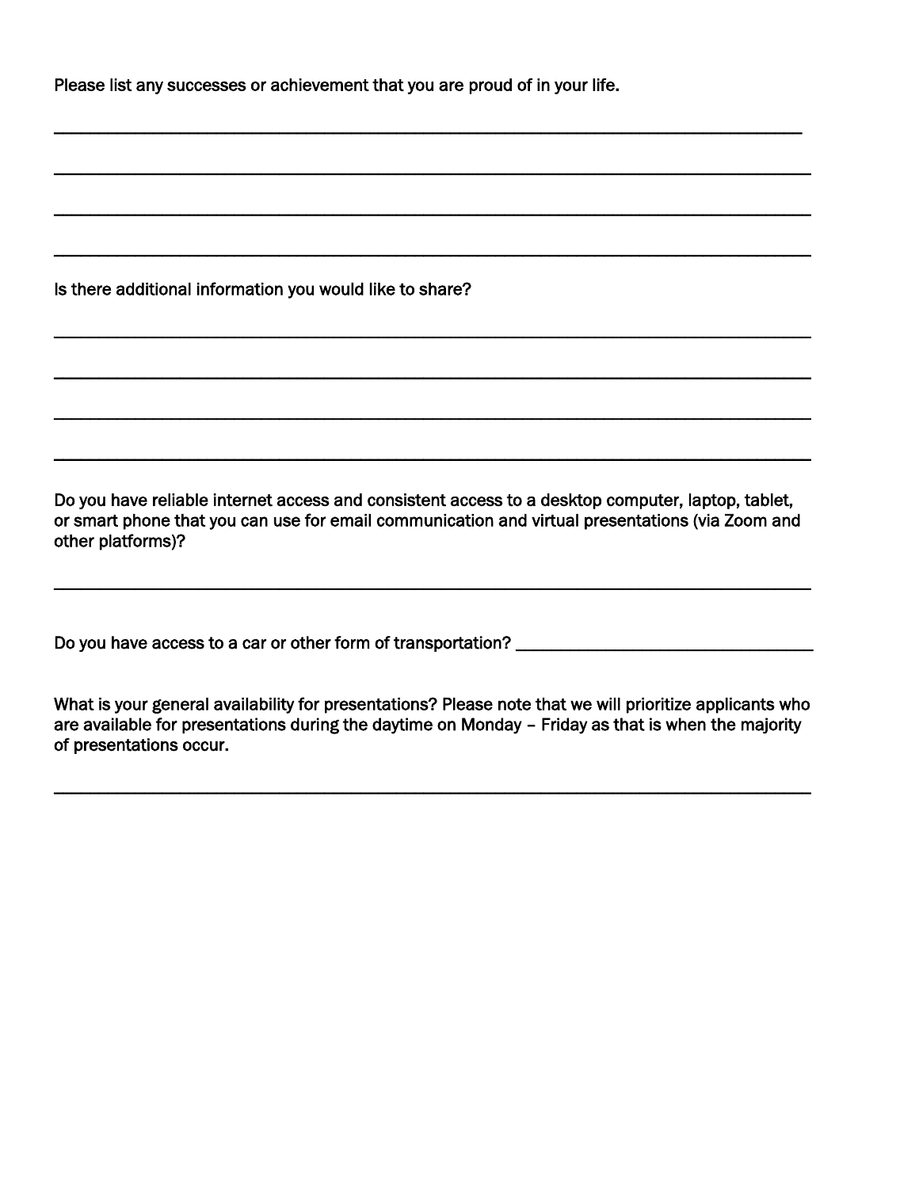Please list any successes or achievement that you are proud of in your life.

______________________________________________________________________________

______________________________________________________________________________

______________________________________________________________________________

______________________________________________________________________________

Is there additional information you would like to share?

______________________________________________________________________________

______________________________________________________________________________

______________________________________________________________________________

______________________________________________________________________________

Do you have reliable internet access and consistent access to a desktop computer, laptop, tablet, or smart phone that you can use for email communication and virtual presentations (via Zoom and other platforms)?

______________________________________________________________________________

Do you have access to a car or other form of transportation? ______________________________

What is your general availability for presentations? Please note that we will prioritize applicants who are available for presentations during the daytime on Monday – Friday as that is when the majority of presentations occur.

______________________________________________________________________________